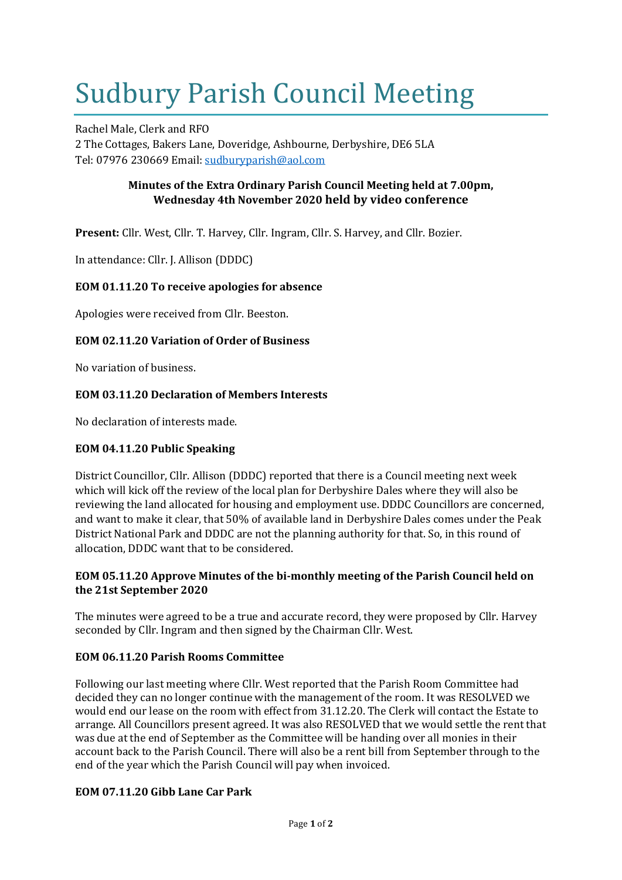# Sudbury Parish Council Meeting

Rachel Male, Clerk and RFO
2 The Cottages, Bakers Lane, Doveridge, Ashbourne, Derbyshire, DE6 5LA
Tel: 07976 230669 Email: sudburyparish@aol.com

**Minutes of the Extra Ordinary Parish Council Meeting held at 7.00pm, Wednesday 4th November 2020 held by video conference**

**Present:** Cllr. West, Cllr. T. Harvey, Cllr. Ingram, Cllr. S. Harvey, and Cllr. Bozier.

In attendance: Cllr. J. Allison (DDDC)

**EOM 01.11.20 To receive apologies for absence**

Apologies were received from Cllr. Beeston.

**EOM 02.11.20 Variation of Order of Business**

No variation of business.

**EOM 03.11.20 Declaration of Members Interests**

No declaration of interests made.

**EOM 04.11.20 Public Speaking**

District Councillor, Cllr. Allison (DDDC) reported that there is a Council meeting next week which will kick off the review of the local plan for Derbyshire Dales where they will also be reviewing the land allocated for housing and employment use. DDDC Councillors are concerned, and want to make it clear, that 50% of available land in Derbyshire Dales comes under the Peak District National Park and DDDC are not the planning authority for that. So, in this round of allocation, DDDC want that to be considered.

**EOM 05.11.20 Approve Minutes of the bi-monthly meeting of the Parish Council held on the 21st September 2020**

The minutes were agreed to be a true and accurate record, they were proposed by Cllr. Harvey seconded by Cllr. Ingram and then signed by the Chairman Cllr. West.

**EOM 06.11.20 Parish Rooms Committee**

Following our last meeting where Cllr. West reported that the Parish Room Committee had decided they can no longer continue with the management of the room. It was RESOLVED we would end our lease on the room with effect from 31.12.20. The Clerk will contact the Estate to arrange. All Councillors present agreed. It was also RESOLVED that we would settle the rent that was due at the end of September as the Committee will be handing over all monies in their account back to the Parish Council. There will also be a rent bill from September through to the end of the year which the Parish Council will pay when invoiced.

**EOM 07.11.20 Gibb Lane Car Park**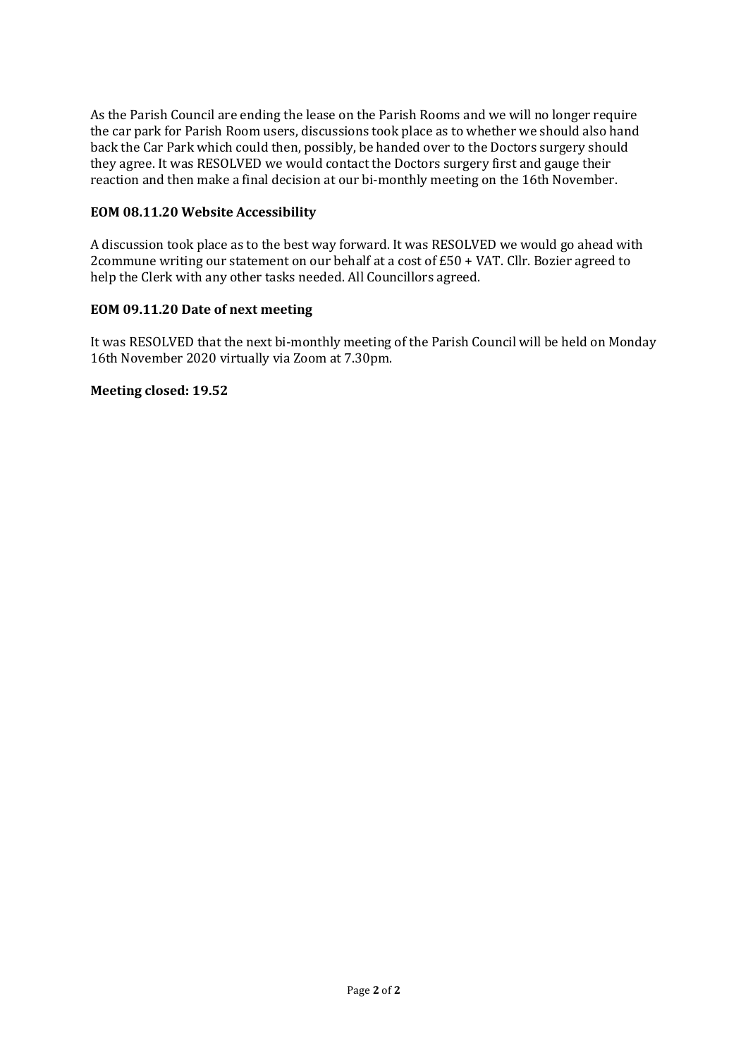As the Parish Council are ending the lease on the Parish Rooms and we will no longer require the car park for Parish Room users, discussions took place as to whether we should also hand back the Car Park which could then, possibly, be handed over to the Doctors surgery should they agree. It was RESOLVED we would contact the Doctors surgery first and gauge their reaction and then make a final decision at our bi-monthly meeting on the 16th November.

**EOM 08.11.20 Website Accessibility**

A discussion took place as to the best way forward. It was RESOLVED we would go ahead with 2commune writing our statement on our behalf at a cost of £50 + VAT. Cllr. Bozier agreed to help the Clerk with any other tasks needed. All Councillors agreed.

**EOM 09.11.20 Date of next meeting**

It was RESOLVED that the next bi-monthly meeting of the Parish Council will be held on Monday 16th November 2020 virtually via Zoom at 7.30pm.

**Meeting closed: 19.52**